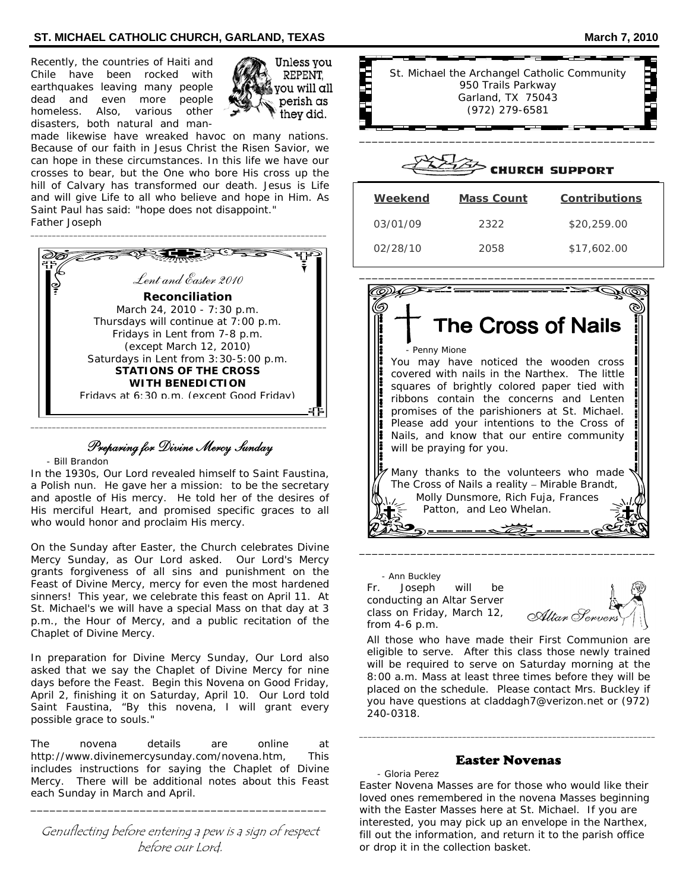Recently, the countries of Haiti and Chile have been rocked with earthquakes leaving many people dead and even more people homeless. Also, various other disasters, both natural and man-made likewise have wreaked havoc on many nations. Because of our faith in Jesus Christ the Risen Savior, we can hope in these circumstances. In this life we have our crosses to bear, but the One who bore His cross up the hill of Calvary has transformed our death. Jesus is Life and will give Life to all who believe and hope in Him. As Saint Paul has said: "hope does not disappoint."

Father Joseph

Unless you REPENT, you will all perish as they did.

---

*Lent and Easter 2010*

**Reconciliation**

March 24, 2010 - 7:30 p.m.
Thursdays will continue at 7:00 p.m.
Fridays in Lent from 7-8 p.m.
(except March 12, 2010)
Saturdays in Lent from 3:30-5:00 p.m.

**STATIONS OF THE CROSS WITH BENEDICTION**

Fridays at 6:30 p.m. (except Good Friday)

---

## *Preparing for Divine Mercy Sunday*

- Bill Brandon

In the 1930s, Our Lord revealed himself to Saint Faustina, a Polish nun. He gave her a mission: to be the secretary and apostle of His mercy. He told her of the desires of His merciful Heart, and promised specific graces to all who would honor and proclaim His mercy.

On the Sunday after Easter, the Church celebrates Divine Mercy Sunday, as Our Lord asked. Our Lord's Mercy grants forgiveness of all sins and punishment on the Feast of Divine Mercy, mercy for even the most hardened sinners! This year, we celebrate this feast on April 11. At St. Michael's we will have a special Mass on that day at 3 p.m., the Hour of Mercy, and a public recitation of the Chaplet of Divine Mercy.

In preparation for Divine Mercy Sunday, Our Lord also asked that we say the Chaplet of Divine Mercy for nine days before the Feast. Begin this Novena on Good Friday, April 2, finishing it on Saturday, April 10. Our Lord told Saint Faustina, "By this novena, I will grant every possible grace to souls."

The novena details are online at http://www.divinemercysunday.com/novena.htm, This includes instructions for saying the Chaplet of Divine Mercy. There will be additional notes about this Feast each Sunday in March and April.

---

*Genuflecting before entering a pew is a sign of respect before our Lord.*

---

St. Michael the Archangel Catholic Community
950 Trails Parkway
Garland, TX 75043
(972) 279-6581

---

## CHURCH SUPPORT

| Weekend | Mass Count | Contributions |
|---|---|---|
| 03/01/09 | 2322 | $20,259.00 |
| 02/28/10 | 2058 | $17,602.00 |

---

## The Cross of Nails

- Penny Mione

You may have noticed the wooden cross covered with nails in the Narthex. The little squares of brightly colored paper tied with ribbons contain the concerns and Lenten promises of the parishioners at St. Michael. Please add your intentions to the Cross of Nails, and know that our entire community will be praying for you.

Many thanks to the volunteers who made The Cross of Nails a reality – Mirable Brandt, Molly Dunsmore, Rich Fuja, Frances Patton, and Leo Whelan.

---

*Altar Servers*

- Ann Buckley

Fr. Joseph will be conducting an Altar Server class on Friday, March 12, from 4-6 p.m.

All those who have made their First Communion are eligible to serve. After this class those newly trained will be required to serve on Saturday morning at the 8:00 a.m. Mass at least three times before they will be placed on the schedule. Please contact Mrs. Buckley if you have questions at claddagh7@verizon.net or (972) 240-0318.

---

## Easter Novenas

- Gloria Perez

Easter Novena Masses are for those who would like their loved ones remembered in the novena Masses beginning with the Easter Masses here at St. Michael. If you are interested, you may pick up an envelope in the Narthex, fill out the information, and return it to the parish office or drop it in the collection basket.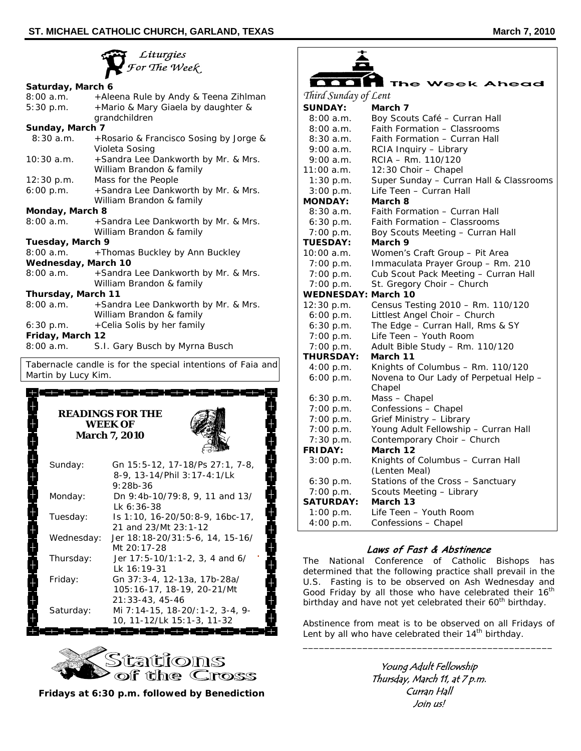## Liturgies For The Week

**Saturday, March 6**

| | |
|---|---|
| 8:00 a.m. | +Aleena Rule by Andy & Teena Zihlman |
| 5:30 p.m. | +Mario & Mary Giaela by daughter & grandchildren |

**Sunday, March 7**

| | |
|---|---|
| 8:30 a.m. | +Rosario & Francisco Sosing by Jorge & Violeta Sosing |
| 10:30 a.m. | +Sandra Lee Dankworth by Mr. & Mrs. William Brandon & family |
| 12:30 p.m. | Mass for the People |
| 6:00 p.m. | +Sandra Lee Dankworth by Mr. & Mrs. William Brandon & family |

**Monday, March 8**

| | |
|---|---|
| 8:00 a.m. | +Sandra Lee Dankworth by Mr. & Mrs. William Brandon & family |

**Tuesday, March 9**

| | |
|---|---|
| 8:00 a.m. | +Thomas Buckley by Ann Buckley |

**Wednesday, March 10**

| | |
|---|---|
| 8:00 a.m. | +Sandra Lee Dankworth by Mr. & Mrs. William Brandon & family |

**Thursday, March 11**

| | |
|---|---|
| 8:00 a.m. | +Sandra Lee Dankworth by Mr. & Mrs. William Brandon & family |
| 6:30 p.m. | +Celia Solis by her family |

**Friday, March 12**

| | |
|---|---|
| 8:00 a.m. | S.I. Gary Busch by Myrna Busch |

Tabernacle candle is for the special intentions of Faia and Martin by Lucy Kim.

## READINGS FOR THE WEEK OF March 7, 2010

| | |
|---|---|
| Sunday: | Gn 15:5-12, 17-18/Ps 27:1, 7-8, 8-9, 13-14/Phil 3:17-4:1/Lk 9:28b-36 |
| Monday: | Dn 9:4b-10/79:8, 9, 11 and 13/ Lk 6:36-38 |
| Tuesday: | Is 1:10, 16-20/50:8-9, 16bc-17, 21 and 23/Mt 23:1-12 |
| Wednesday: | Jer 18:18-20/31:5-6, 14, 15-16/ Mt 20:17-28 |
| Thursday: | Jer 17:5-10/1:1-2, 3, 4 and 6/ Lk 16:19-31 |
| Friday: | Gn 37:3-4, 12-13a, 17b-28a/ 105:16-17, 18-19, 20-21/Mt 21:33-43, 45-46 |
| Saturday: | Mi 7:14-15, 18-20/:1-2, 3-4, 9-10, 11-12/Lk 15:1-3, 11-32 |

## Stations of the Cross

**Fridays at 6:30 p.m. followed by Benediction**

## The Week Ahead

*Third Sunday of Lent*

| | |
|---|---|
| **SUNDAY:** | **March 7** |
| 8:00 a.m. | Boy Scouts Café – Curran Hall |
| 8:00 a.m. | Faith Formation – Classrooms |
| 8:30 a.m. | Faith Formation – Curran Hall |
| 9:00 a.m. | RCIA Inquiry – Library |
| 9:00 a.m. | RCIA – Rm. 110/120 |
| 11:00 a.m. | 12:30 Choir – Chapel |
| 1:30 p.m. | Super Sunday – Curran Hall & Classrooms |
| 3:00 p.m. | Life Teen – Curran Hall |
| **MONDAY:** | **March 8** |
| 8:30 a.m. | Faith Formation – Curran Hall |
| 6:30 p.m. | Faith Formation – Classrooms |
| 7:00 p.m. | Boy Scouts Meeting – Curran Hall |
| **TUESDAY:** | **March 9** |
| 10:00 a.m. | Women's Craft Group – Pit Area |
| 7:00 p.m. | Immaculata Prayer Group – Rm. 210 |
| 7:00 p.m. | Cub Scout Pack Meeting – Curran Hall |
| 7:00 p.m. | St. Gregory Choir – Church |
| **WEDNESDAY:** | **March 10** |
| 12:30 p.m. | Census Testing 2010 – Rm. 110/120 |
| 6:00 p.m. | Littlest Angel Choir – Church |
| 6:30 p.m. | The Edge – Curran Hall, Rms & SY |
| 7:00 p.m. | Life Teen – Youth Room |
| 7:00 p.m. | Adult Bible Study – Rm. 110/120 |
| **THURSDAY:** | **March 11** |
| 4:00 p.m. | Knights of Columbus – Rm. 110/120 |
| 6:00 p.m. | Novena to Our Lady of Perpetual Help – Chapel |
| 6:30 p.m. | Mass – Chapel |
| 7:00 p.m. | Confessions – Chapel |
| 7:00 p.m. | Grief Ministry – Library |
| 7:00 p.m. | Young Adult Fellowship – Curran Hall |
| 7:30 p.m. | Contemporary Choir – Church |
| **FRIDAY:** | **March 12** |
| 3:00 p.m. | Knights of Columbus – Curran Hall (Lenten Meal) |
| 6:30 p.m. | Stations of the Cross – Sanctuary |
| 7:00 p.m. | Scouts Meeting – Library |
| **SATURDAY:** | **March 13** |
| 1:00 p.m. | Life Teen – Youth Room |
| 4:00 p.m. | Confessions – Chapel |

### *Laws of Fast & Abstinence*

The National Conference of Catholic Bishops has determined that the following practice shall prevail in the U.S. Fasting is to be observed on Ash Wednesday and Good Friday by all those who have celebrated their 16th birthday and have not yet celebrated their 60th birthday.

Abstinence from meat is to be observed on all Fridays of Lent by all who have celebrated their 14th birthday.

---

*Young Adult Fellowship*
*Thursday, March 11, at 7 p.m.*
*Curran Hall*
*Join us!*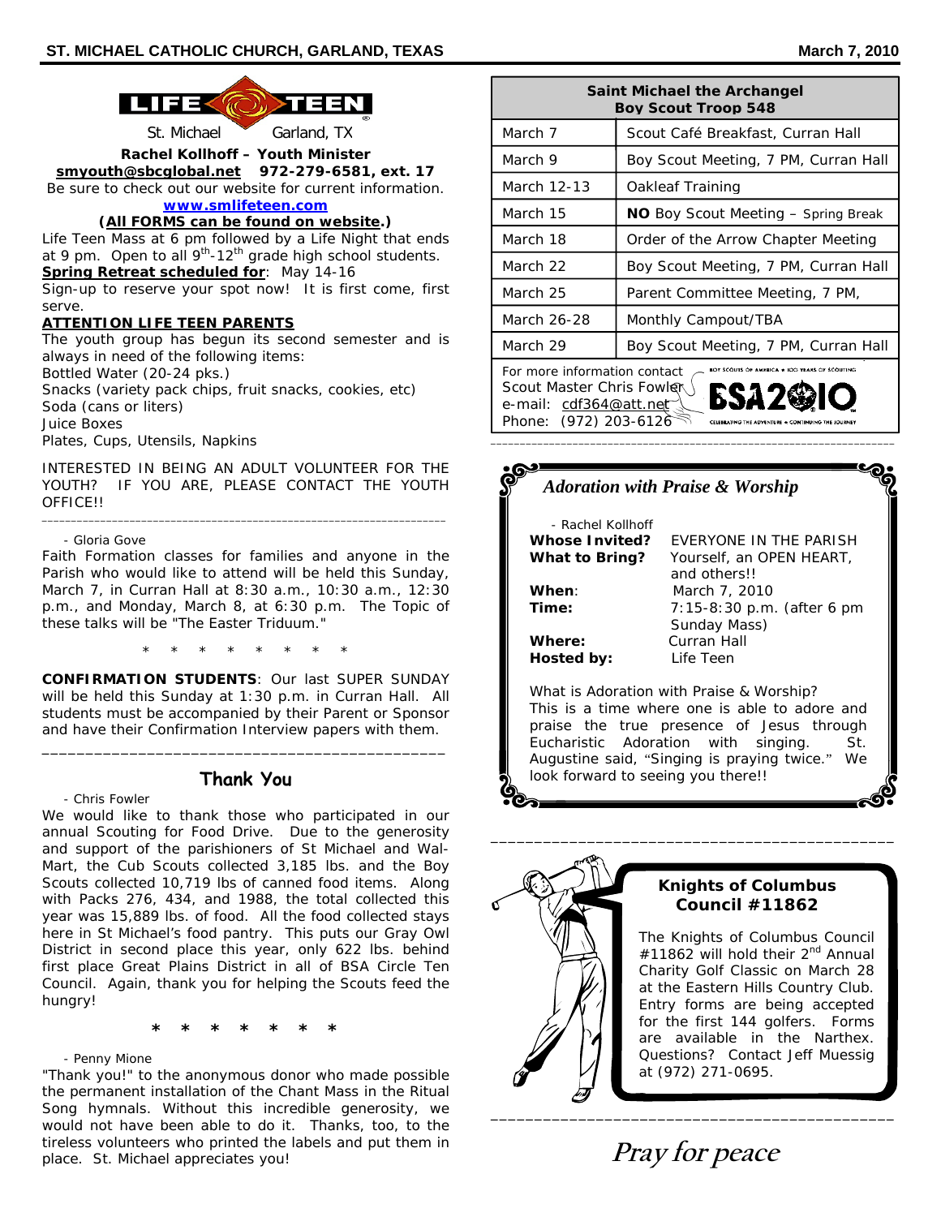## LIFE TEEN

St. Michael Garland, TX

**Rachel Kollhoff – Youth Minister**
**smyouth@sbcglobal.net 972-279-6581, ext. 17**

Be sure to check out our website for current information.
**www.smlifeteen.com**
**(All FORMS can be found on website.)**

Life Teen Mass at 6 pm followed by a Life Night that ends at 9 pm. Open to all 9th-12th grade high school students.

**Spring Retreat scheduled for**: May 14-16

Sign-up to reserve your spot now! It is first come, first serve.

**ATTENTION LIFE TEEN PARENTS**

The youth group has begun its second semester and is always in need of the following items:
Bottled Water (20-24 pks.)
Snacks (variety pack chips, fruit snacks, cookies, etc)
Soda (cans or liters)
Juice Boxes
Plates, Cups, Utensils, Napkins

INTERESTED IN BEING AN ADULT VOLUNTEER FOR THE YOUTH? IF YOU ARE, PLEASE CONTACT THE YOUTH OFFICE!!

---

- Gloria Gove

Faith Formation classes for families and anyone in the Parish who would like to attend will be held this Sunday, March 7, in Curran Hall at 8:30 a.m., 10:30 a.m., 12:30 p.m., and Monday, March 8, at 6:30 p.m. The Topic of these talks will be "The Easter Triduum."

\* \* \* \* \* \* \* \*

**CONFIRMATION STUDENTS**: Our last SUPER SUNDAY will be held this Sunday at 1:30 p.m. in Curran Hall. All students must be accompanied by their Parent or Sponsor and have their Confirmation Interview papers with them.

---

## Thank You

- Chris Fowler

We would like to thank those who participated in our annual Scouting for Food Drive. Due to the generosity and support of the parishioners of St Michael and Wal-Mart, the Cub Scouts collected 3,185 lbs. and the Boy Scouts collected 10,719 lbs of canned food items. Along with Packs 276, 434, and 1988, the total collected this year was 15,889 lbs. of food. All the food collected stays here in St Michael's food pantry. This puts our Gray Owl District in second place this year, only 622 lbs. behind first place Great Plains District in all of BSA Circle Ten Council. Again, thank you for helping the Scouts feed the hungry!

\* \* \* \* \* \* \*

- Penny Mione

"Thank you!" to the anonymous donor who made possible the permanent installation of the Chant Mass in the Ritual Song hymnals. Without this incredible generosity, we would not have been able to do it. Thanks, too, to the tireless volunteers who printed the labels and put them in place. St. Michael appreciates you!

---

| Saint Michael the Archangel Boy Scout Troop 548 | |
|---|---|
| March 7 | Scout Café Breakfast, Curran Hall |
| March 9 | Boy Scout Meeting, 7 PM, Curran Hall |
| March 12-13 | Oakleaf Training |
| March 15 | **NO** Boy Scout Meeting – Spring Break |
| March 18 | Order of the Arrow Chapter Meeting |
| March 22 | Boy Scout Meeting, 7 PM, Curran Hall |
| March 25 | Parent Committee Meeting, 7 PM, |
| March 26-28 | Monthly Campout/TBA |
| March 29 | Boy Scout Meeting, 7 PM, Curran Hall |

For more information contact
Scout Master Chris Fowler
e-mail: cdf364@att.net
Phone: (972) 203-6126

BOY SCOUTS OF AMERICA • 100 YEARS OF SCOUTING
BSA2010
CELEBRATING THE ADVENTURE • CONTINUING THE JOURNEY

---

### *Adoration with Praise & Worship*

- Rachel Kollhoff

**Whose Invited?** EVERYONE IN THE PARISH
**What to Bring?** Yourself, an OPEN HEART, and others!!
**When**: March 7, 2010
**Time:** 7:15-8:30 p.m. (after 6 pm Sunday Mass)
**Where:** Curran Hall
**Hosted by:** Life Teen

What is Adoration with Praise & Worship?
This is a time where one is able to adore and praise the true presence of Jesus through Eucharistic Adoration with singing. St. Augustine said, "Singing is praying twice." We look forward to seeing you there!!

---

### Knights of Columbus Council #11862

The Knights of Columbus Council #11862 will hold their 2nd Annual Charity Golf Classic on March 28 at the Eastern Hills Country Club. Entry forms are being accepted for the first 144 golfers. Forms are available in the Narthex. Questions? Contact Jeff Muessig at (972) 271-0695.

---

*Pray for peace*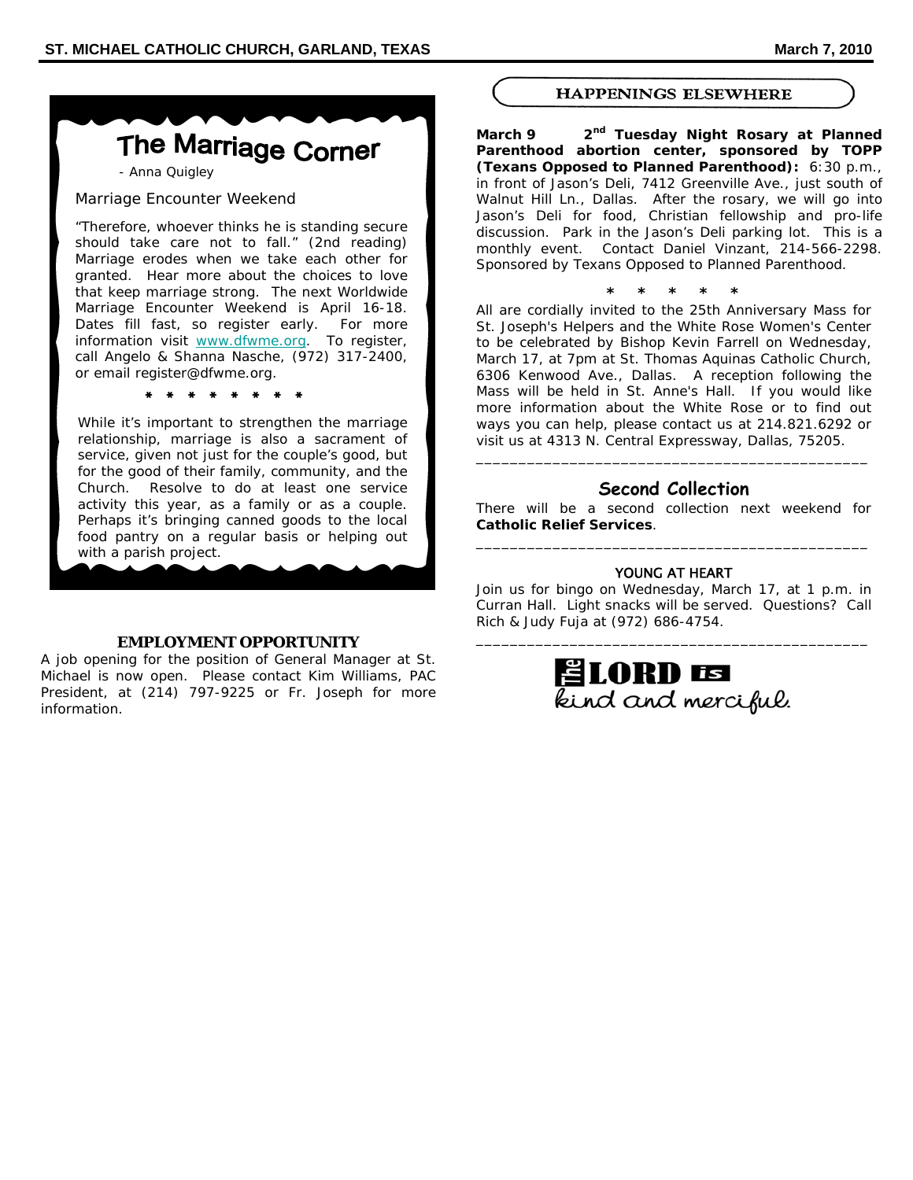# The Marriage Corner

- Anna Quigley

Marriage Encounter Weekend

"Therefore, whoever thinks he is standing secure should take care not to fall." (2nd reading) Marriage erodes when we take each other for granted. Hear more about the choices to love that keep marriage strong. The next Worldwide Marriage Encounter Weekend is April 16-18. Dates fill fast, so register early. For more information visit www.dfwme.org. To register, call Angelo & Shanna Nasche, (972) 317-2400, or email register@dfwme.org.

\* \* \* \* \* \* \* \*

While it's important to strengthen the marriage relationship, marriage is also a sacrament of service, given not just for the couple's good, but for the good of their family, community, and the Church. Resolve to do at least one service activity this year, as a family or as a couple. Perhaps it's bringing canned goods to the local food pantry on a regular basis or helping out with a parish project.

## EMPLOYMENT OPPORTUNITY

A job opening for the position of General Manager at St. Michael is now open. Please contact Kim Williams, PAC President, at (214) 797-9225 or Fr. Joseph for more information.

## HAPPENINGS ELSEWHERE

**March 9 2nd Tuesday Night Rosary at Planned Parenthood abortion center, sponsored by TOPP (Texans Opposed to Planned Parenthood):** 6:30 p.m., in front of Jason's Deli, 7412 Greenville Ave., just south of Walnut Hill Ln., Dallas. After the rosary, we will go into Jason's Deli for food, Christian fellowship and pro-life discussion. Park in the Jason's Deli parking lot. This is a monthly event. Contact Daniel Vinzant, 214-566-2298. Sponsored by Texans Opposed to Planned Parenthood.

\* \* \* \* \*

All are cordially invited to the 25th Anniversary Mass for St. Joseph's Helpers and the White Rose Women's Center to be celebrated by Bishop Kevin Farrell on Wednesday, March 17, at 7pm at St. Thomas Aquinas Catholic Church, 6306 Kenwood Ave., Dallas. A reception following the Mass will be held in St. Anne's Hall. If you would like more information about the White Rose or to find out ways you can help, please contact us at 214.821.6292 or visit us at 4313 N. Central Expressway, Dallas, 75205.

## Second Collection

There will be a second collection next weekend for **Catholic Relief Services**.

### YOUNG AT HEART

Join us for bingo on Wednesday, March 17, at 1 p.m. in Curran Hall. Light snacks will be served. Questions? Call Rich & Judy Fuja at (972) 686-4754.

**The LORD is** *kind and merciful.*